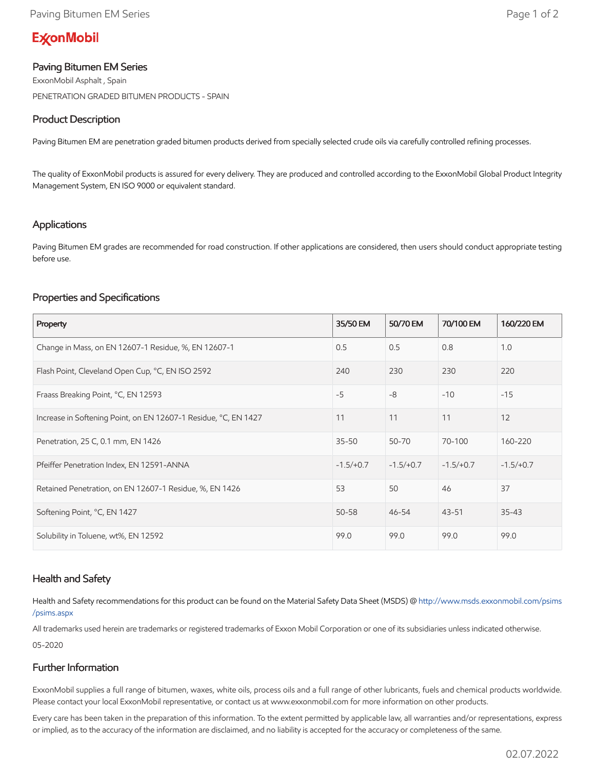ExxonMobil

## Paving Bitumen EM Series

ExxonMobil Asphalt , Spain

PENETRATION GRADED BITUMEN PRODUCTS - SPAIN

### Product Description

Paving Bitumen EM are penetration graded bitumen products derived from specially selected crude oils via carefully controlled refining processes.

The quality of ExxonMobil products is assured for every delivery. They are produced and controlled according to the ExxonMobil Global Product Integrity Management System, EN ISO 9000 or equivalent standard.

### Applications

Paving Bitumen EM grades are recommended for road construction. If other applications are considered, then users should conduct appropriate testing before use.

### Properties and Specifications

| Property | 35/50 EM | 50/70 EM | 70/100 EM | 160/220 EM |
|---|---|---|---|---|
| Change in Mass, on EN 12607-1 Residue, %, EN 12607-1 | 0.5 | 0.5 | 0.8 | 1.0 |
| Flash Point, Cleveland Open Cup, °C, EN ISO 2592 | 240 | 230 | 230 | 220 |
| Fraass Breaking Point, °C, EN 12593 | -5 | -8 | -10 | -15 |
| Increase in Softening Point, on EN 12607-1 Residue, °C, EN 1427 | 11 | 11 | 11 | 12 |
| Penetration, 25 C, 0.1 mm, EN 1426 | 35-50 | 50-70 | 70-100 | 160-220 |
| Pfeiffer Penetration Index, EN 12591-ANNA | -1.5/+0.7 | -1.5/+0.7 | -1.5/+0.7 | -1.5/+0.7 |
| Retained Penetration, on EN 12607-1 Residue, %, EN 1426 | 53 | 50 | 46 | 37 |
| Softening Point, °C, EN 1427 | 50-58 | 46-54 | 43-51 | 35-43 |
| Solubility in Toluene, wt%, EN 12592 | 99.0 | 99.0 | 99.0 | 99.0 |

### Health and Safety

Health and Safety recommendations for this product can be found on the Material Safety Data Sheet (MSDS) @ http://www.msds.exxonmobil.com/psims/psims.aspx

All trademarks used herein are trademarks or registered trademarks of Exxon Mobil Corporation or one of its subsidiaries unless indicated otherwise.

05-2020

### Further Information

ExxonMobil supplies a full range of bitumen, waxes, white oils, process oils and a full range of other lubricants, fuels and chemical products worldwide. Please contact your local ExxonMobil representative, or contact us at www.exxonmobil.com for more information on other products.

Every care has been taken in the preparation of this information. To the extent permitted by applicable law, all warranties and/or representations, express or implied, as to the accuracy of the information are disclaimed, and no liability is accepted for the accuracy or completeness of the same.

02.07.2022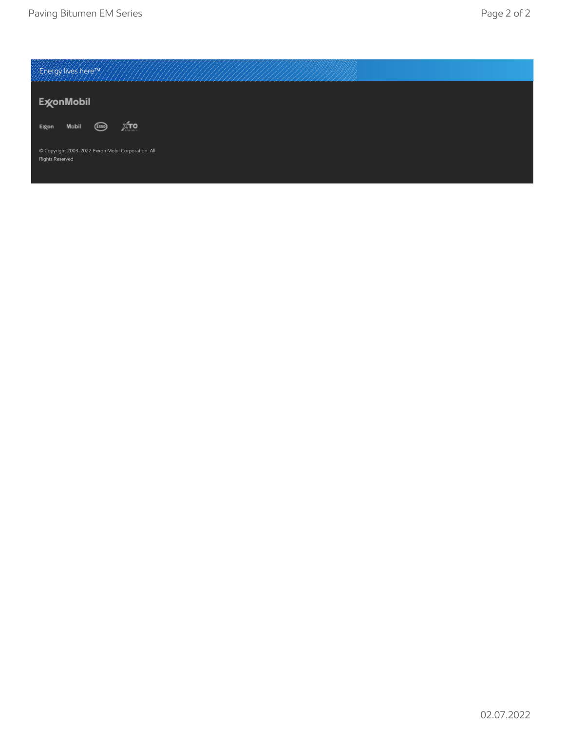Energy lives here™

ExxonMobil

Exxon Mobil Esso XTO

© Copyright 2003-2022 Exxon Mobil Corporation. All Rights Reserved